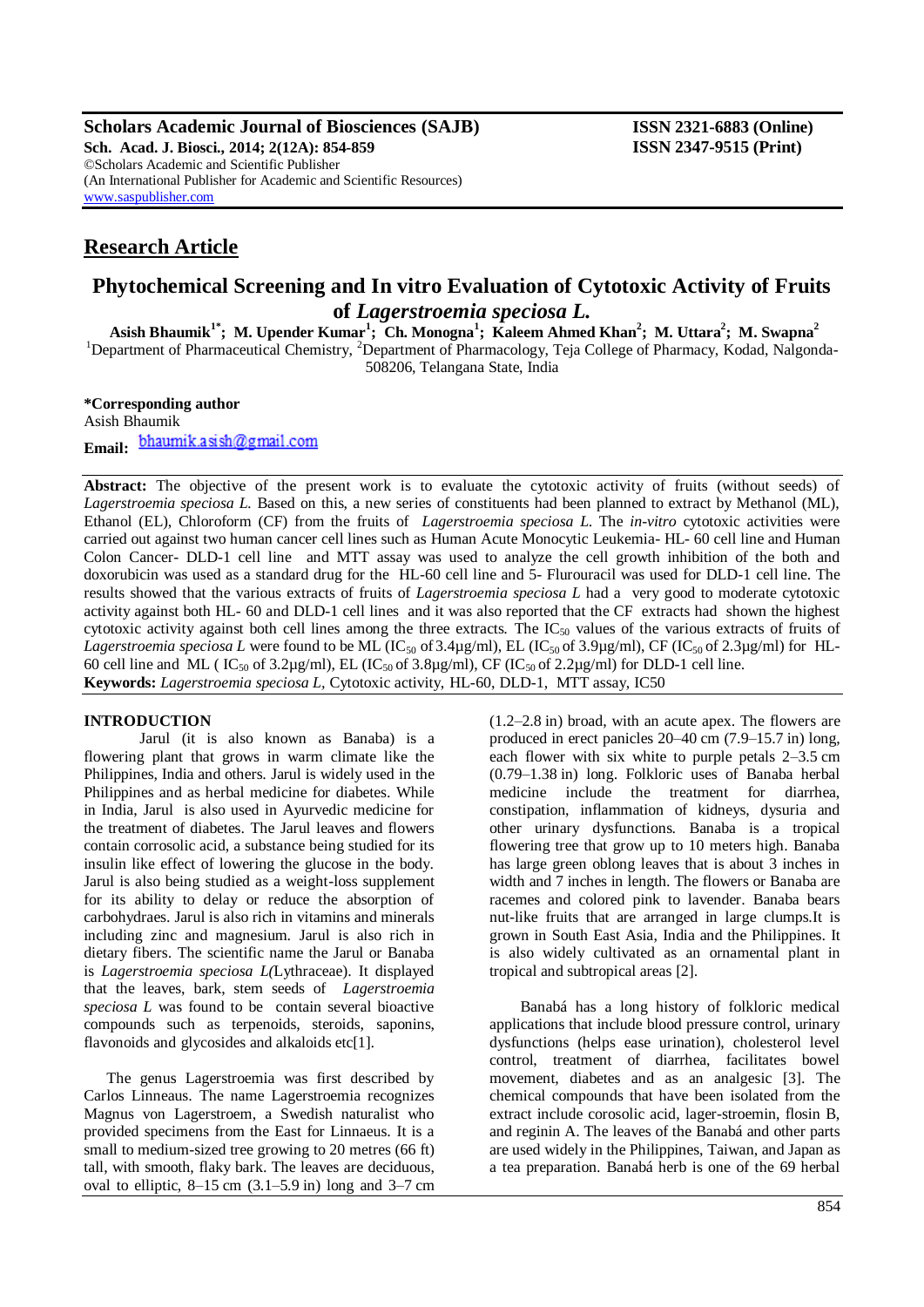**Scholars Academic Journal of Biosciences (SAJB)** **ISSN 2321-6883 (Online)**
**Sch. Acad. J. Biosci., 2014; 2(12A): 854-859** **ISSN 2347-9515 (Print)**
©Scholars Academic and Scientific Publisher
(An International Publisher for Academic and Scientific Resources)
www.saspublisher.com

## Research Article

# Phytochemical Screening and In vitro Evaluation of Cytotoxic Activity of Fruits of *Lagerstroemia speciosa L.*

**Asish Bhaumik[1*]; M. Upender Kumar[1]; Ch. Monogna[1]; Kaleem Ahmed Khan[2]; M. Uttara[2]; M. Swapna[2]**

[1]Department of Pharmaceutical Chemistry, [2]Department of Pharmacology, Teja College of Pharmacy, Kodad, Nalgonda-508206, Telangana State, India

**\*Corresponding author**
Asish Bhaumik
**Email:** bhaumik.asish@gmail.com

**Abstract:** The objective of the present work is to evaluate the cytotoxic activity of fruits (without seeds) of *Lagerstroemia speciosa L.* Based on this, a new series of constituents had been planned to extract by Methanol (ML), Ethanol (EL), Chloroform (CF) from the fruits of *Lagerstroemia speciosa L.* The *in-vitro* cytotoxic activities were carried out against two human cancer cell lines such as Human Acute Monocytic Leukemia- HL- 60 cell line and Human Colon Cancer- DLD-1 cell line and MTT assay was used to analyze the cell growth inhibition of the both and doxorubicin was used as a standard drug for the HL-60 cell line and 5- Flurouracil was used for DLD-1 cell line. The results showed that the various extracts of fruits of *Lagerstroemia speciosa L* had a very good to moderate cytotoxic activity against both HL- 60 and DLD-1 cell lines and it was also reported that the CF extracts had shown the highest cytotoxic activity against both cell lines among the three extracts. The $IC_{50}$ values of the various extracts of fruits of *Lagerstroemia speciosa L* were found to be ML ($IC_{50}$ of 3.4µg/ml), EL ($IC_{50}$ of 3.9µg/ml), CF ($IC_{50}$ of 2.3µg/ml) for HL-60 cell line and ML ( $IC_{50}$ of 3.2µg/ml), EL ($IC_{50}$ of 3.8µg/ml), CF ($IC_{50}$ of 2.2µg/ml) for DLD-1 cell line.
**Keywords:** *Lagerstroemia speciosa L,* Cytotoxic activity, HL-60, DLD-1, MTT assay, IC50

## INTRODUCTION

Jarul (it is also known as Banaba) is a flowering plant that grows in warm climate like the Philippines, India and others. Jarul is widely used in the Philippines and as herbal medicine for diabetes. While in India, Jarul is also used in Ayurvedic medicine for the treatment of diabetes. The Jarul leaves and flowers contain corrosolic acid, a substance being studied for its insulin like effect of lowering the glucose in the body. Jarul is also being studied as a weight-loss supplement for its ability to delay or reduce the absorption of carbohydraes. Jarul is also rich in vitamins and minerals including zinc and magnesium. Jarul is also rich in dietary fibers. The scientific name the Jarul or Banaba is *Lagerstroemia speciosa L(*Lythraceae). It displayed that the leaves, bark, stem seeds of *Lagerstroemia speciosa L* was found to be contain several bioactive compounds such as terpenoids, steroids, saponins, flavonoids and glycosides and alkaloids etc[1].

The genus Lagerstroemia was first described by Carlos Linneaus. The name Lagerstroemia recognizes Magnus von Lagerstroem, a Swedish naturalist who provided specimens from the East for Linnaeus. It is a small to medium-sized tree growing to 20 metres (66 ft) tall, with smooth, flaky bark. The leaves are deciduous, oval to elliptic, 8–15 cm (3.1–5.9 in) long and 3–7 cm (1.2–2.8 in) broad, with an acute apex. The flowers are produced in erect panicles 20–40 cm (7.9–15.7 in) long, each flower with six white to purple petals 2–3.5 cm (0.79–1.38 in) long. Folkloric uses of Banaba herbal medicine include the treatment for diarrhea, constipation, inflammation of kidneys, dysuria and other urinary dysfunctions. Banaba is a tropical flowering tree that grow up to 10 meters high. Banaba has large green oblong leaves that is about 3 inches in width and 7 inches in length. The flowers or Banaba are racemes and colored pink to lavender. Banaba bears nut-like fruits that are arranged in large clumps.It is grown in South East Asia, India and the Philippines. It is also widely cultivated as an ornamental plant in tropical and subtropical areas [2].

Banabá has a long history of folkloric medical applications that include blood pressure control, urinary dysfunctions (helps ease urination), cholesterol level control, treatment of diarrhea, facilitates bowel movement, diabetes and as an analgesic [3]. The chemical compounds that have been isolated from the extract include corosolic acid, lager-stroemin, flosin B, and reginin A. The leaves of the Banabá and other parts are used widely in the Philippines, Taiwan, and Japan as a tea preparation. Banabá herb is one of the 69 herbal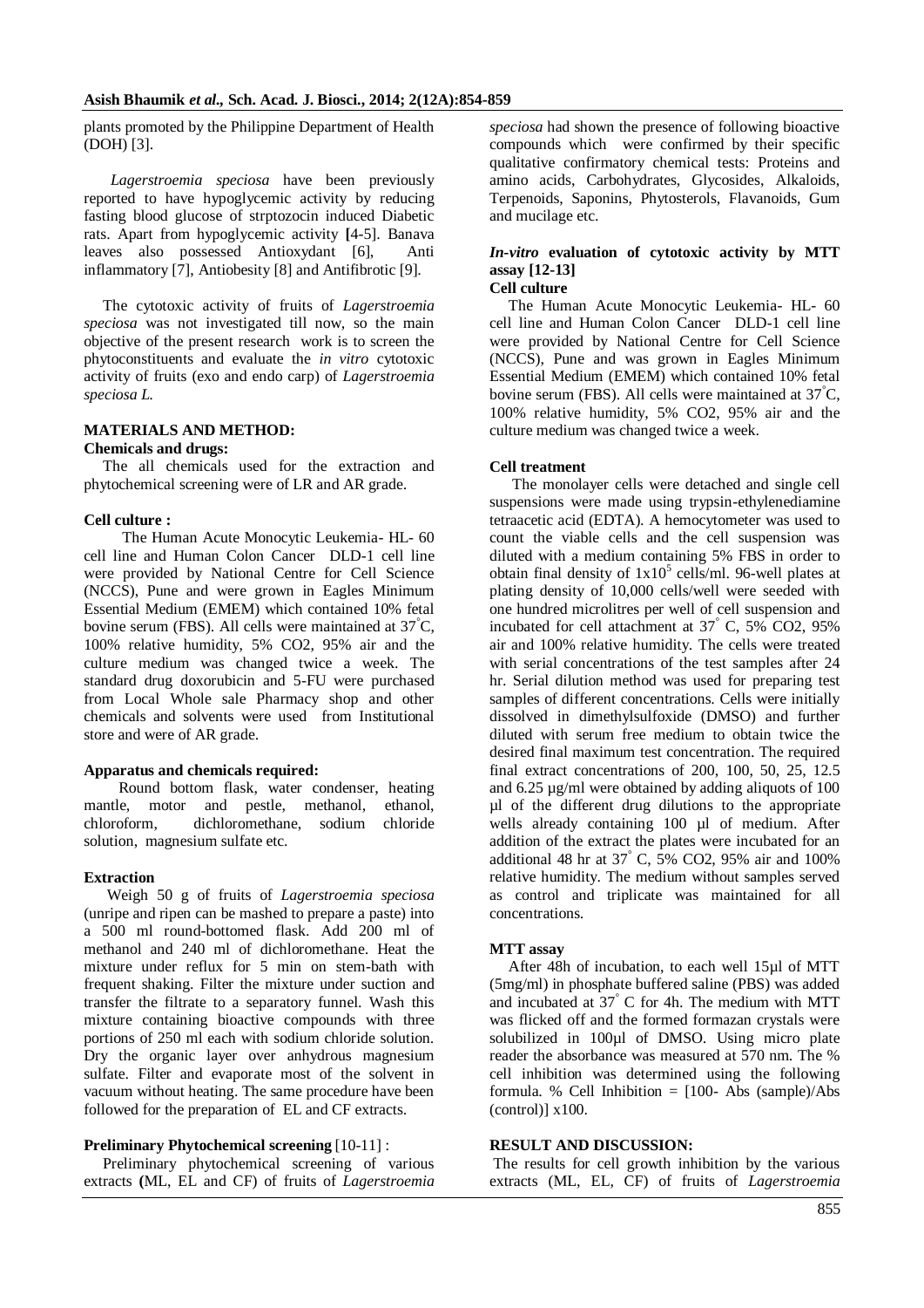plants promoted by the Philippine Department of Health (DOH) [3].

*Lagerstroemia speciosa* have been previously reported to have hypoglycemic activity by reducing fasting blood glucose of strptozocin induced Diabetic rats. Apart from hypoglycemic activity **[**4-5]. Banava leaves also possessed Antioxydant [6], Anti inflammatory [7], Antiobesity [8] and Antifibrotic [9].

The cytotoxic activity of fruits of *Lagerstroemia speciosa* was not investigated till now, so the main objective of the present research work is to screen the phytoconstituents and evaluate the *in vitro* cytotoxic activity of fruits (exo and endo carp) of *Lagerstroemia speciosa L.*

## MATERIALS AND METHOD:

### Chemicals and drugs:

The all chemicals used for the extraction and phytochemical screening were of LR and AR grade.

### Cell culture :

The Human Acute Monocytic Leukemia- HL- 60 cell line and Human Colon Cancer DLD-1 cell line were provided by National Centre for Cell Science (NCCS), Pune and were grown in Eagles Minimum Essential Medium (EMEM) which contained 10% fetal bovine serum (FBS). All cells were maintained at 37°C, 100% relative humidity, 5% $CO_2$, 95% air and the culture medium was changed twice a week. The standard drug doxorubicin and 5-FU were purchased from Local Whole sale Pharmacy shop and other chemicals and solvents were used from Institutional store and were of AR grade.

### Apparatus and chemicals required:

Round bottom flask, water condenser, heating mantle, motor and pestle, methanol, ethanol, chloroform, dichloromethane, sodium chloride solution, magnesium sulfate etc.

### Extraction

Weigh 50 g of fruits of *Lagerstroemia speciosa* (unripe and ripen can be mashed to prepare a paste) into a 500 ml round-bottomed flask. Add 200 ml of methanol and 240 ml of dichloromethane. Heat the mixture under reflux for 5 min on stem-bath with frequent shaking. Filter the mixture under suction and transfer the filtrate to a separatory funnel. Wash this mixture containing bioactive compounds with three portions of 250 ml each with sodium chloride solution. Dry the organic layer over anhydrous magnesium sulfate. Filter and evaporate most of the solvent in vacuum without heating. The same procedure have been followed for the preparation of EL and CF extracts.

### Preliminary Phytochemical screening [10-11] :

Preliminary phytochemical screening of various extracts **(**ML, EL and CF) of fruits of *Lagerstroemia speciosa* had shown the presence of following bioactive compounds which were confirmed by their specific qualitative confirmatory chemical tests: Proteins and amino acids, Carbohydrates, Glycosides, Alkaloids, Terpenoids, Saponins, Phytosterols, Flavanoids, Gum and mucilage etc.

### *In-vitro* evaluation of cytotoxic activity by MTT assay [12-13]

### Cell culture

The Human Acute Monocytic Leukemia- HL- 60 cell line and Human Colon Cancer DLD-1 cell line were provided by National Centre for Cell Science (NCCS), Pune and was grown in Eagles Minimum Essential Medium (EMEM) which contained 10% fetal bovine serum (FBS). All cells were maintained at 37°C, 100% relative humidity, 5% $CO_2$, 95% air and the culture medium was changed twice a week.

### Cell treatment

The monolayer cells were detached and single cell suspensions were made using trypsin-ethylenediamine tetraacetic acid (EDTA). A hemocytometer was used to count the viable cells and the cell suspension was diluted with a medium containing 5% FBS in order to obtain final density of $1x10^5$ cells/ml. 96-well plates at plating density of 10,000 cells/well were seeded with one hundred microlitres per well of cell suspension and incubated for cell attachment at 37° C, 5% $CO_2$, 95% air and 100% relative humidity. The cells were treated with serial concentrations of the test samples after 24 hr. Serial dilution method was used for preparing test samples of different concentrations. Cells were initially dissolved in dimethylsulfoxide (DMSO) and further diluted with serum free medium to obtain twice the desired final maximum test concentration. The required final extract concentrations of 200, 100, 50, 25, 12.5 and 6.25 µg/ml were obtained by adding aliquots of 100 µl of the different drug dilutions to the appropriate wells already containing 100 µl of medium. After addition of the extract the plates were incubated for an additional 48 hr at 37° C, 5% $CO_2$, 95% air and 100% relative humidity. The medium without samples served as control and triplicate was maintained for all concentrations.

### MTT assay

After 48h of incubation, to each well 15µl of MTT (5mg/ml) in phosphate buffered saline (PBS) was added and incubated at 37° C for 4h. The medium with MTT was flicked off and the formed formazan crystals were solubilized in 100µl of DMSO. Using micro plate reader the absorbance was measured at 570 nm. The % cell inhibition was determined using the following formula. % Cell Inhibition = [100- Abs (sample)/Abs (control)] x100.

## RESULT AND DISCUSSION:

The results for cell growth inhibition by the various extracts (ML, EL, CF) of fruits of *Lagerstroemia*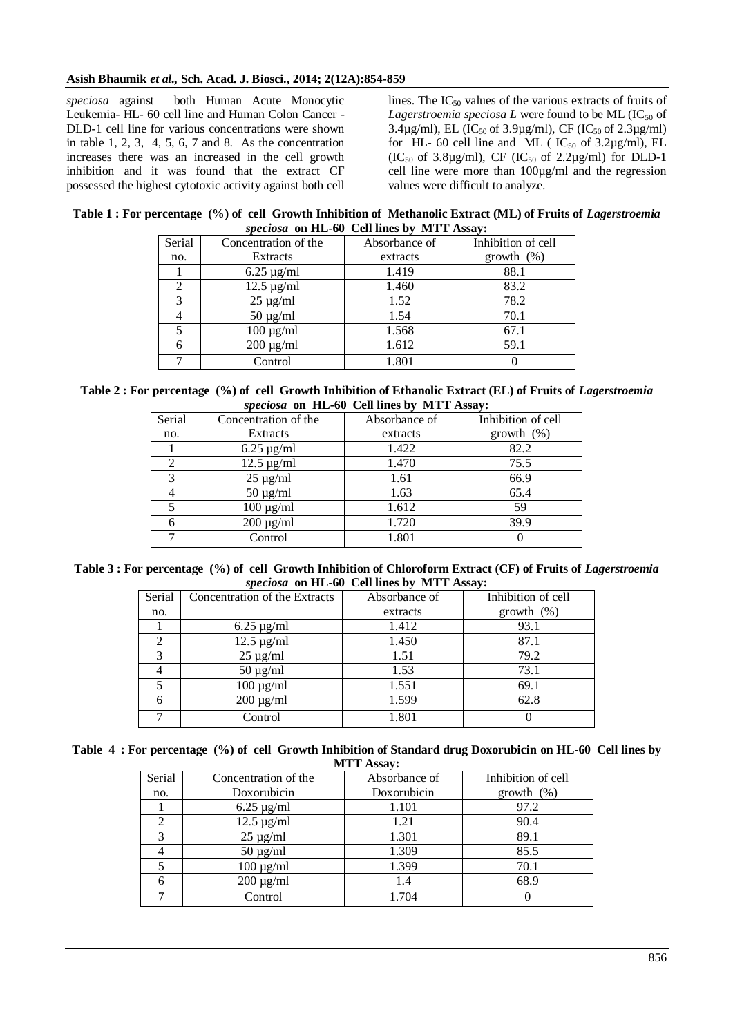*speciosa* against both Human Acute Monocytic Leukemia- HL- 60 cell line and Human Colon Cancer - DLD-1 cell line for various concentrations were shown in table 1, 2, 3, 4, 5, 6, 7 and 8. As the concentration increases there was an increased in the cell growth inhibition and it was found that the extract CF possessed the highest cytotoxic activity against both cell lines. The $IC_{50}$ values of the various extracts of fruits of *Lagerstroemia speciosa L* were found to be ML ($IC_{50}$ of 3.4µg/ml), EL ($IC_{50}$ of 3.9µg/ml), CF ($IC_{50}$ of 2.3µg/ml) for HL- 60 cell line and ML ( $IC_{50}$ of 3.2µg/ml), EL ($IC_{50}$ of 3.8µg/ml), CF ($IC_{50}$ of 2.2µg/ml) for DLD-1 cell line were more than 100µg/ml and the regression values were difficult to analyze.

**Table 1 : For percentage (%) of cell Growth Inhibition of Methanolic Extract (ML) of Fruits of *Lagerstroemia speciosa* on HL-60 Cell lines by MTT Assay:**

| Serial no. | Concentration of the Extracts | Absorbance of extracts | Inhibition of cell growth (%) |
|---|---|---|---|
| 1 | 6.25 µg/ml | 1.419 | 88.1 |
| 2 | 12.5 µg/ml | 1.460 | 83.2 |
| 3 | 25 µg/ml | 1.52 | 78.2 |
| 4 | 50 µg/ml | 1.54 | 70.1 |
| 5 | 100 µg/ml | 1.568 | 67.1 |
| 6 | 200 µg/ml | 1.612 | 59.1 |
| 7 | Control | 1.801 | 0 |

**Table 2 : For percentage (%) of cell Growth Inhibition of Ethanolic Extract (EL) of Fruits of *Lagerstroemia speciosa* on HL-60 Cell lines by MTT Assay:**

| Serial no. | Concentration of the Extracts | Absorbance of extracts | Inhibition of cell growth (%) |
|---|---|---|---|
| 1 | 6.25 µg/ml | 1.422 | 82.2 |
| 2 | 12.5 µg/ml | 1.470 | 75.5 |
| 3 | 25 µg/ml | 1.61 | 66.9 |
| 4 | 50 µg/ml | 1.63 | 65.4 |
| 5 | 100 µg/ml | 1.612 | 59 |
| 6 | 200 µg/ml | 1.720 | 39.9 |
| 7 | Control | 1.801 | 0 |

**Table 3 : For percentage (%) of cell Growth Inhibition of Chloroform Extract (CF) of Fruits of *Lagerstroemia speciosa* on HL-60 Cell lines by MTT Assay:**

| Serial no. | Concentration of the Extracts | Absorbance of extracts | Inhibition of cell growth (%) |
|---|---|---|---|
| 1 | 6.25 µg/ml | 1.412 | 93.1 |
| 2 | 12.5 µg/ml | 1.450 | 87.1 |
| 3 | 25 µg/ml | 1.51 | 79.2 |
| 4 | 50 µg/ml | 1.53 | 73.1 |
| 5 | 100 µg/ml | 1.551 | 69.1 |
| 6 | 200 µg/ml | 1.599 | 62.8 |
| 7 | Control | 1.801 | 0 |

**Table 4 : For percentage (%) of cell Growth Inhibition of Standard drug Doxorubicin on HL-60 Cell lines by MTT Assay:**

| Serial no. | Concentration of the Doxorubicin | Absorbance of Doxorubicin | Inhibition of cell growth (%) |
|---|---|---|---|
| 1 | 6.25 µg/ml | 1.101 | 97.2 |
| 2 | 12.5 µg/ml | 1.21 | 90.4 |
| 3 | 25 µg/ml | 1.301 | 89.1 |
| 4 | 50 µg/ml | 1.309 | 85.5 |
| 5 | 100 µg/ml | 1.399 | 70.1 |
| 6 | 200 µg/ml | 1.4 | 68.9 |
| 7 | Control | 1.704 | 0 |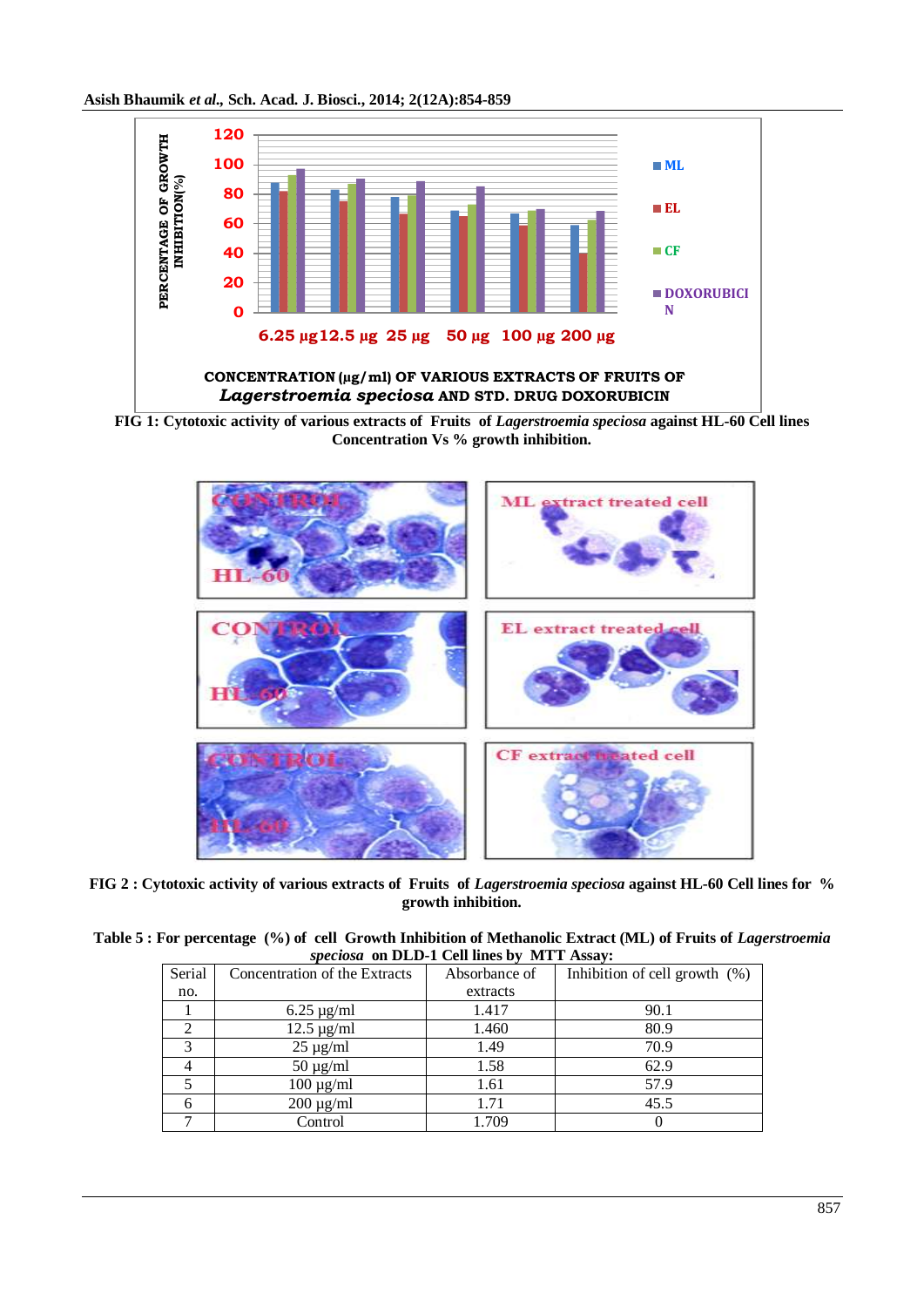**FIG 1: Cytotoxic activity of various extracts of Fruits of *Lagerstroemia speciosa* against HL-60 Cell lines Concentration Vs % growth inhibition.**

**FIG 2 : Cytotoxic activity of various extracts of Fruits of *Lagerstroemia speciosa* against HL-60 Cell lines for % growth inhibition.**

**Table 5 : For percentage (%) of cell Growth Inhibition of Methanolic Extract (ML) of Fruits of *Lagerstroemia speciosa* on DLD-1 Cell lines by MTT Assay:**

| Serial no. | Concentration of the Extracts | Absorbance of extracts | Inhibition of cell growth (%) |
|---|---|---|---|
| 1 | 6.25 μg/ml | 1.417 | 90.1 |
| 2 | 12.5 μg/ml | 1.460 | 80.9 |
| 3 | 25 μg/ml | 1.49 | 70.9 |
| 4 | 50 μg/ml | 1.58 | 62.9 |
| 5 | 100 μg/ml | 1.61 | 57.9 |
| 6 | 200 μg/ml | 1.71 | 45.5 |
| 7 | Control | 1.709 | 0 |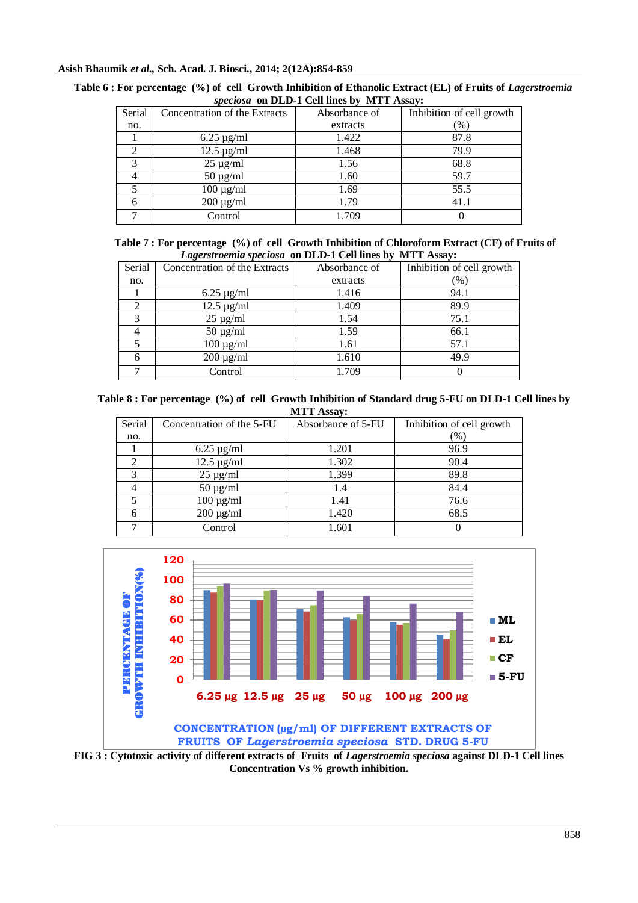**Table 6 : For percentage (%) of cell Growth Inhibition of Ethanolic Extract (EL) of Fruits of *Lagerstroemia speciosa* on DLD-1 Cell lines by MTT Assay:**

| Serial no. | Concentration of the Extracts | Absorbance of extracts | Inhibition of cell growth (%) |
|---|---|---|---|
| 1 | 6.25 µg/ml | 1.422 | 87.8 |
| 2 | 12.5 µg/ml | 1.468 | 79.9 |
| 3 | 25 µg/ml | 1.56 | 68.8 |
| 4 | 50 µg/ml | 1.60 | 59.7 |
| 5 | 100 µg/ml | 1.69 | 55.5 |
| 6 | 200 µg/ml | 1.79 | 41.1 |
| 7 | Control | 1.709 | 0 |

**Table 7 : For percentage (%) of cell Growth Inhibition of Chloroform Extract (CF) of Fruits of *Lagerstroemia speciosa* on DLD-1 Cell lines by MTT Assay:**

| Serial no. | Concentration of the Extracts | Absorbance of extracts | Inhibition of cell growth (%) |
|---|---|---|---|
| 1 | 6.25 µg/ml | 1.416 | 94.1 |
| 2 | 12.5 µg/ml | 1.409 | 89.9 |
| 3 | 25 µg/ml | 1.54 | 75.1 |
| 4 | 50 µg/ml | 1.59 | 66.1 |
| 5 | 100 µg/ml | 1.61 | 57.1 |
| 6 | 200 µg/ml | 1.610 | 49.9 |
| 7 | Control | 1.709 | 0 |

**Table 8 : For percentage (%) of cell Growth Inhibition of Standard drug 5-FU on DLD-1 Cell lines by MTT Assay:**

| Serial no. | Concentration of the 5-FU | Absorbance of 5-FU | Inhibition of cell growth (%) |
|---|---|---|---|
| 1 | 6.25 µg/ml | 1.201 | 96.9 |
| 2 | 12.5 µg/ml | 1.302 | 90.4 |
| 3 | 25 µg/ml | 1.399 | 89.8 |
| 4 | 50 µg/ml | 1.4 | 84.4 |
| 5 | 100 µg/ml | 1.41 | 76.6 |
| 6 | 200 µg/ml | 1.420 | 68.5 |
| 7 | Control | 1.601 | 0 |

**FIG 3 : Cytotoxic activity of different extracts of Fruits of *Lagerstroemia speciosa* against DLD-1 Cell lines Concentration Vs % growth inhibition.**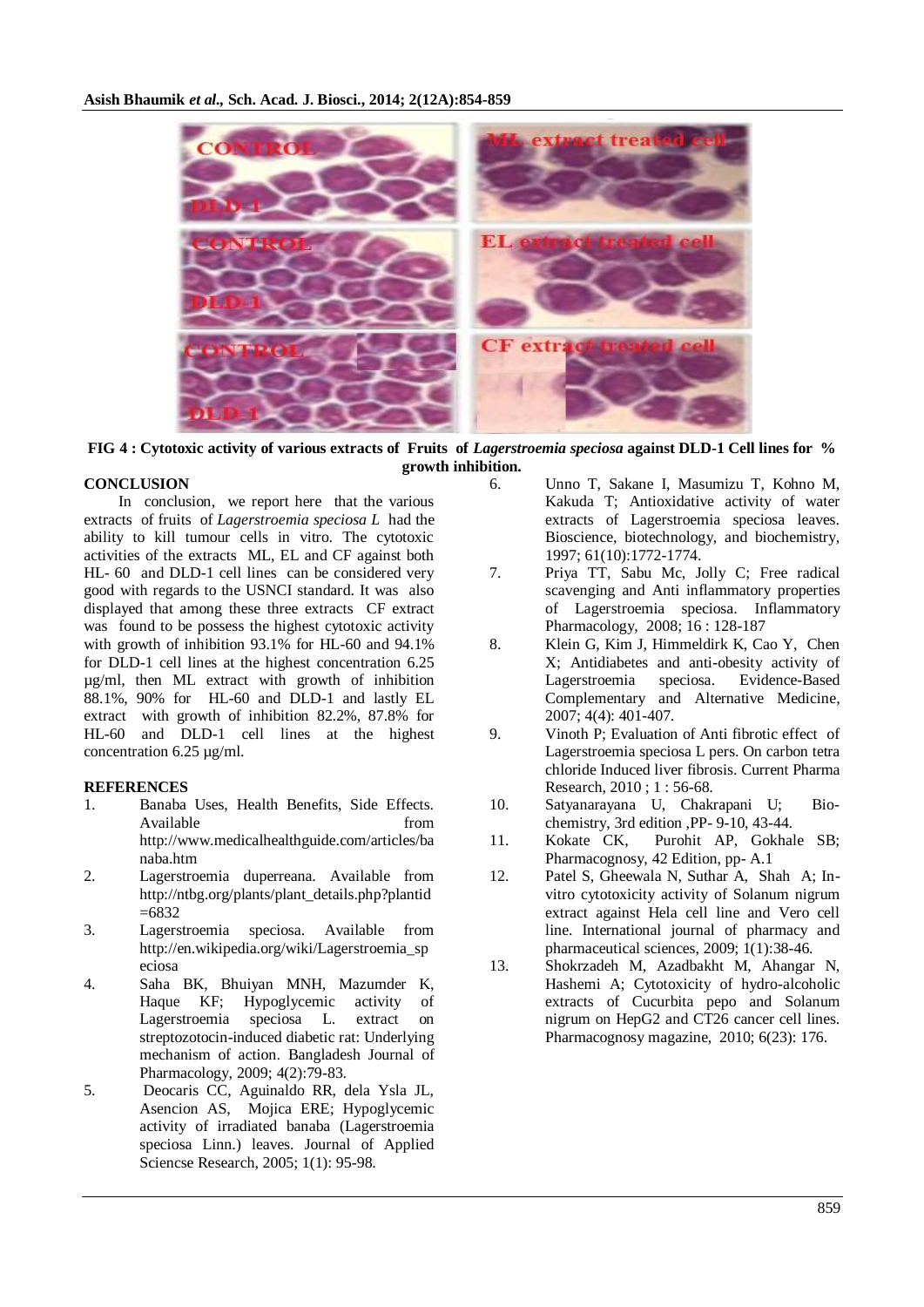FIG 4 : Cytotoxic activity of various extracts of Fruits of *Lagerstroemia speciosa* against DLD-1 Cell lines for % growth inhibition.

## CONCLUSION

In conclusion, we report here that the various extracts of fruits of *Lagerstroemia speciosa L* had the ability to kill tumour cells in vitro. The cytotoxic activities of the extracts ML, EL and CF against both HL- 60 and DLD-1 cell lines can be considered very good with regards to the USNCI standard. It was also displayed that among these three extracts CF extract was found to be possess the highest cytotoxic activity with growth of inhibition 93.1% for HL-60 and 94.1% for DLD-1 cell lines at the highest concentration 6.25 µg/ml, then ML extract with growth of inhibition 88.1%, 90% for HL-60 and DLD-1 and lastly EL extract with growth of inhibition 82.2%, 87.8% for HL-60 and DLD-1 cell lines at the highest concentration 6.25 µg/ml.

## REFERENCES

1. Banaba Uses, Health Benefits, Side Effects. Available from http://www.medicalhealthguide.com/articles/banaba.htm
2. Lagerstroemia duperreana. Available from http://ntbg.org/plants/plant_details.php?plantid=6832
3. Lagerstroemia speciosa. Available from http://en.wikipedia.org/wiki/Lagerstroemia_speciosa
4. Saha BK, Bhuiyan MNH, Mazumder K, Haque KF; Hypoglycemic activity of Lagerstroemia speciosa L. extract on streptozotocin-induced diabetic rat: Underlying mechanism of action. Bangladesh Journal of Pharmacology, 2009; 4(2):79-83.
5. Deocaris CC, Aguinaldo RR, dela Ysla JL, Asencion AS, Mojica ERE; Hypoglycemic activity of irradiated banaba (Lagerstroemia speciosa Linn.) leaves. Journal of Applied Sciencse Research, 2005; 1(1): 95-98.
6. Unno T, Sakane I, Masumizu T, Kohno M, Kakuda T; Antioxidative activity of water extracts of Lagerstroemia speciosa leaves. Bioscience, biotechnology, and biochemistry, 1997; 61(10):1772-1774.
7. Priya TT, Sabu Mc, Jolly C; Free radical scavenging and Anti inflammatory properties of Lagerstroemia speciosa. Inflammatory Pharmacology, 2008; 16 : 128-187
8. Klein G, Kim J, Himmeldirk K, Cao Y, Chen X; Antidiabetes and anti-obesity activity of Lagerstroemia speciosa. Evidence-Based Complementary and Alternative Medicine, 2007; 4(4): 401-407.
9. Vinoth P; Evaluation of Anti fibrotic effect of Lagerstroemia speciosa L pers. On carbon tetra chloride Induced liver fibrosis. Current Pharma Research, 2010 ; 1 : 56-68.
10. Satyanarayana U, Chakrapani U; Bio-chemistry, 3rd edition ,PP- 9-10, 43-44.
11. Kokate CK, Purohit AP, Gokhale SB; Pharmacognosy, 42 Edition, pp- A.1
12. Patel S, Gheewala N, Suthar A, Shah A; In-vitro cytotoxicity activity of Solanum nigrum extract against Hela cell line and Vero cell line. International journal of pharmacy and pharmaceutical sciences, 2009; 1(1):38-46.
13. Shokrzadeh M, Azadbakht M, Ahangar N, Hashemi A; Cytotoxicity of hydro-alcoholic extracts of Cucurbita pepo and Solanum nigrum on HepG2 and CT26 cancer cell lines. Pharmacognosy magazine, 2010; 6(23): 176.